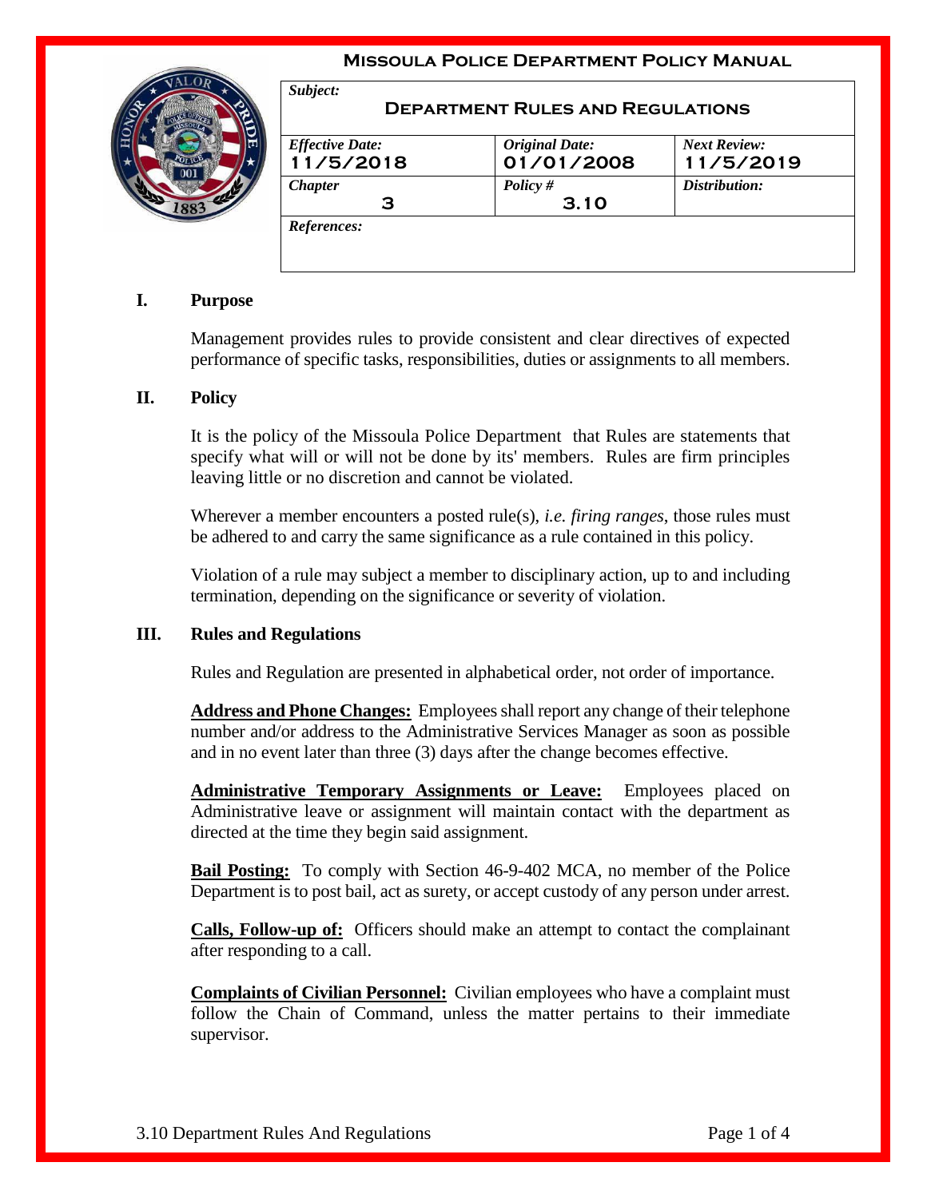**Missoula Police Department Policy Manual**

| *Subject:* **Department Rules and Regulations** | | |
|---|---|---|
| *Effective Date:* **11/5/2018** | *Original Date:* **01/01/2008** | *Next Review:* **11/5/2019** |
| *Chapter* **3** | *Policy #* **3.10** | *Distribution:* |
| *References:* | | |

## I. Purpose

Management provides rules to provide consistent and clear directives of expected performance of specific tasks, responsibilities, duties or assignments to all members.

## II. Policy

It is the policy of the Missoula Police Department that Rules are statements that specify what will or will not be done by its' members. Rules are firm principles leaving little or no discretion and cannot be violated.

Wherever a member encounters a posted rule(s), *i.e. firing ranges*, those rules must be adhered to and carry the same significance as a rule contained in this policy.

Violation of a rule may subject a member to disciplinary action, up to and including termination, depending on the significance or severity of violation.

## III. Rules and Regulations

Rules and Regulation are presented in alphabetical order, not order of importance.

**Address and Phone Changes:** Employees shall report any change of their telephone number and/or address to the Administrative Services Manager as soon as possible and in no event later than three (3) days after the change becomes effective.

**Administrative Temporary Assignments or Leave:** Employees placed on Administrative leave or assignment will maintain contact with the department as directed at the time they begin said assignment.

**Bail Posting:** To comply with Section 46-9-402 MCA, no member of the Police Department is to post bail, act as surety, or accept custody of any person under arrest.

**Calls, Follow-up of:** Officers should make an attempt to contact the complainant after responding to a call.

**Complaints of Civilian Personnel:** Civilian employees who have a complaint must follow the Chain of Command, unless the matter pertains to their immediate supervisor.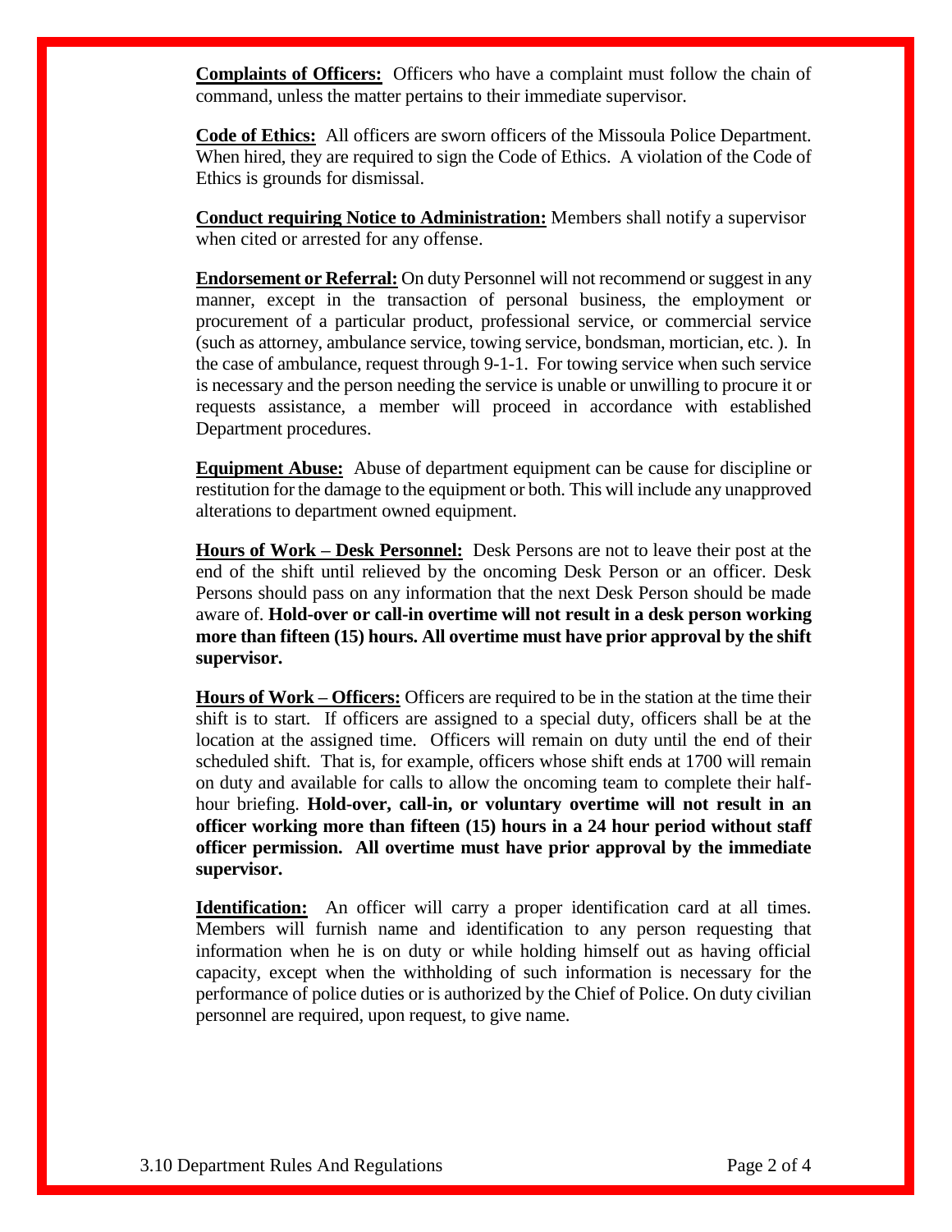**<u>Complaints of Officers:</u>** Officers who have a complaint must follow the chain of command, unless the matter pertains to their immediate supervisor.

**<u>Code of Ethics:</u>** All officers are sworn officers of the Missoula Police Department. When hired, they are required to sign the Code of Ethics. A violation of the Code of Ethics is grounds for dismissal.

**<u>Conduct requiring Notice to Administration:</u>** Members shall notify a supervisor when cited or arrested for any offense.

**<u>Endorsement or Referral:</u>** On duty Personnel will not recommend or suggest in any manner, except in the transaction of personal business, the employment or procurement of a particular product, professional service, or commercial service (such as attorney, ambulance service, towing service, bondsman, mortician, etc. ). In the case of ambulance, request through 9-1-1. For towing service when such service is necessary and the person needing the service is unable or unwilling to procure it or requests assistance, a member will proceed in accordance with established Department procedures.

**<u>Equipment Abuse:</u>** Abuse of department equipment can be cause for discipline or restitution for the damage to the equipment or both. This will include any unapproved alterations to department owned equipment.

**<u>Hours of Work – Desk Personnel:</u>** Desk Persons are not to leave their post at the end of the shift until relieved by the oncoming Desk Person or an officer. Desk Persons should pass on any information that the next Desk Person should be made aware of. **Hold-over or call-in overtime will not result in a desk person working more than fifteen (15) hours. All overtime must have prior approval by the shift supervisor.**

**<u>Hours of Work – Officers:</u>** Officers are required to be in the station at the time their shift is to start. If officers are assigned to a special duty, officers shall be at the location at the assigned time. Officers will remain on duty until the end of their scheduled shift. That is, for example, officers whose shift ends at 1700 will remain on duty and available for calls to allow the oncoming team to complete their half-hour briefing. **Hold-over, call-in, or voluntary overtime will not result in an officer working more than fifteen (15) hours in a 24 hour period without staff officer permission. All overtime must have prior approval by the immediate supervisor.**

**<u>Identification:</u>** An officer will carry a proper identification card at all times. Members will furnish name and identification to any person requesting that information when he is on duty or while holding himself out as having official capacity, except when the withholding of such information is necessary for the performance of police duties or is authorized by the Chief of Police. On duty civilian personnel are required, upon request, to give name.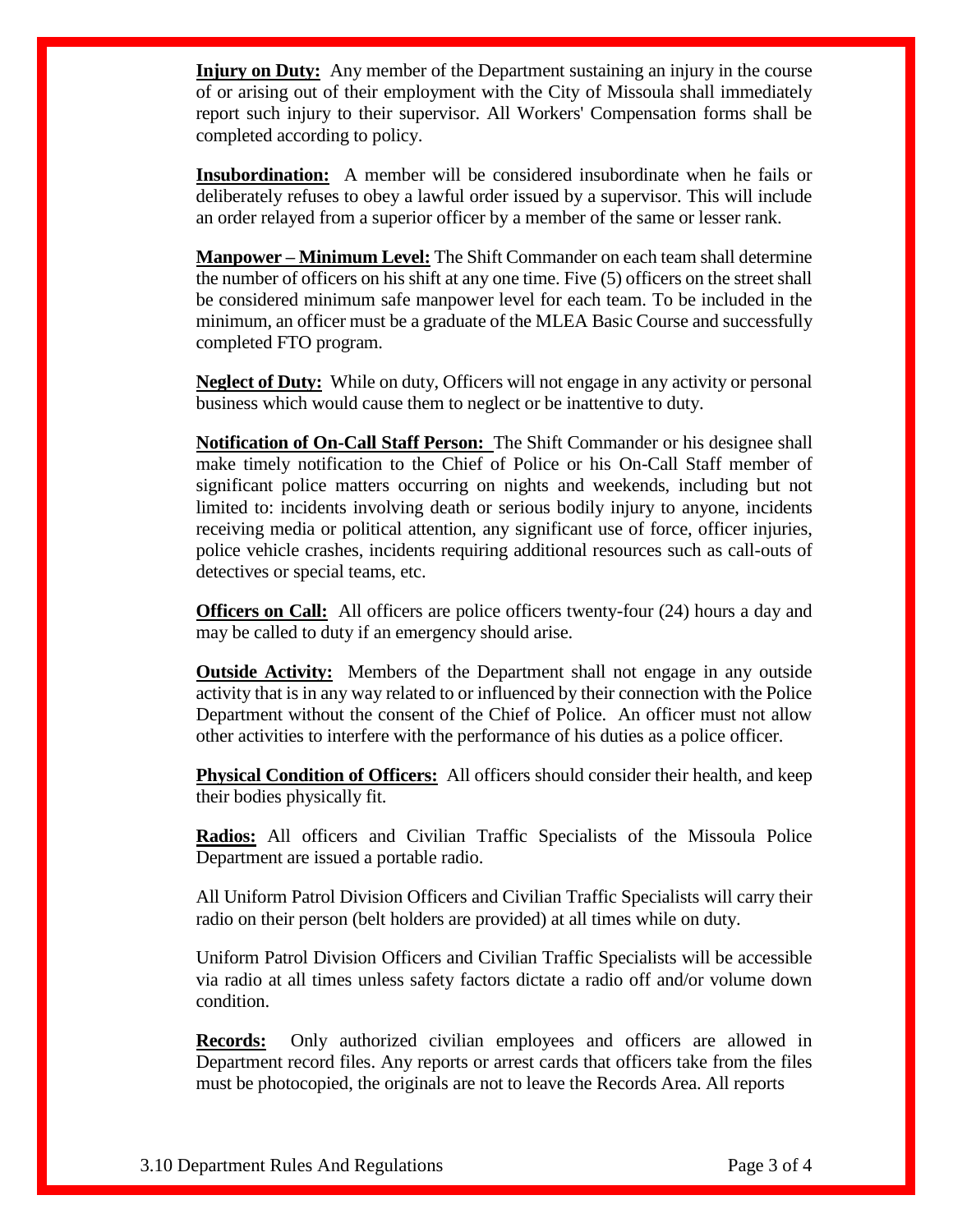**Injury on Duty:** Any member of the Department sustaining an injury in the course of or arising out of their employment with the City of Missoula shall immediately report such injury to their supervisor. All Workers' Compensation forms shall be completed according to policy.

**Insubordination:** A member will be considered insubordinate when he fails or deliberately refuses to obey a lawful order issued by a supervisor. This will include an order relayed from a superior officer by a member of the same or lesser rank.

**Manpower – Minimum Level:** The Shift Commander on each team shall determine the number of officers on his shift at any one time. Five (5) officers on the street shall be considered minimum safe manpower level for each team. To be included in the minimum, an officer must be a graduate of the MLEA Basic Course and successfully completed FTO program.

**Neglect of Duty:** While on duty, Officers will not engage in any activity or personal business which would cause them to neglect or be inattentive to duty.

**Notification of On-Call Staff Person:** The Shift Commander or his designee shall make timely notification to the Chief of Police or his On-Call Staff member of significant police matters occurring on nights and weekends, including but not limited to: incidents involving death or serious bodily injury to anyone, incidents receiving media or political attention, any significant use of force, officer injuries, police vehicle crashes, incidents requiring additional resources such as call-outs of detectives or special teams, etc.

**Officers on Call:** All officers are police officers twenty-four (24) hours a day and may be called to duty if an emergency should arise.

**Outside Activity:** Members of the Department shall not engage in any outside activity that is in any way related to or influenced by their connection with the Police Department without the consent of the Chief of Police. An officer must not allow other activities to interfere with the performance of his duties as a police officer.

**Physical Condition of Officers:** All officers should consider their health, and keep their bodies physically fit.

**Radios:** All officers and Civilian Traffic Specialists of the Missoula Police Department are issued a portable radio.

All Uniform Patrol Division Officers and Civilian Traffic Specialists will carry their radio on their person (belt holders are provided) at all times while on duty.

Uniform Patrol Division Officers and Civilian Traffic Specialists will be accessible via radio at all times unless safety factors dictate a radio off and/or volume down condition.

**Records:** Only authorized civilian employees and officers are allowed in Department record files. Any reports or arrest cards that officers take from the files must be photocopied, the originals are not to leave the Records Area. All reports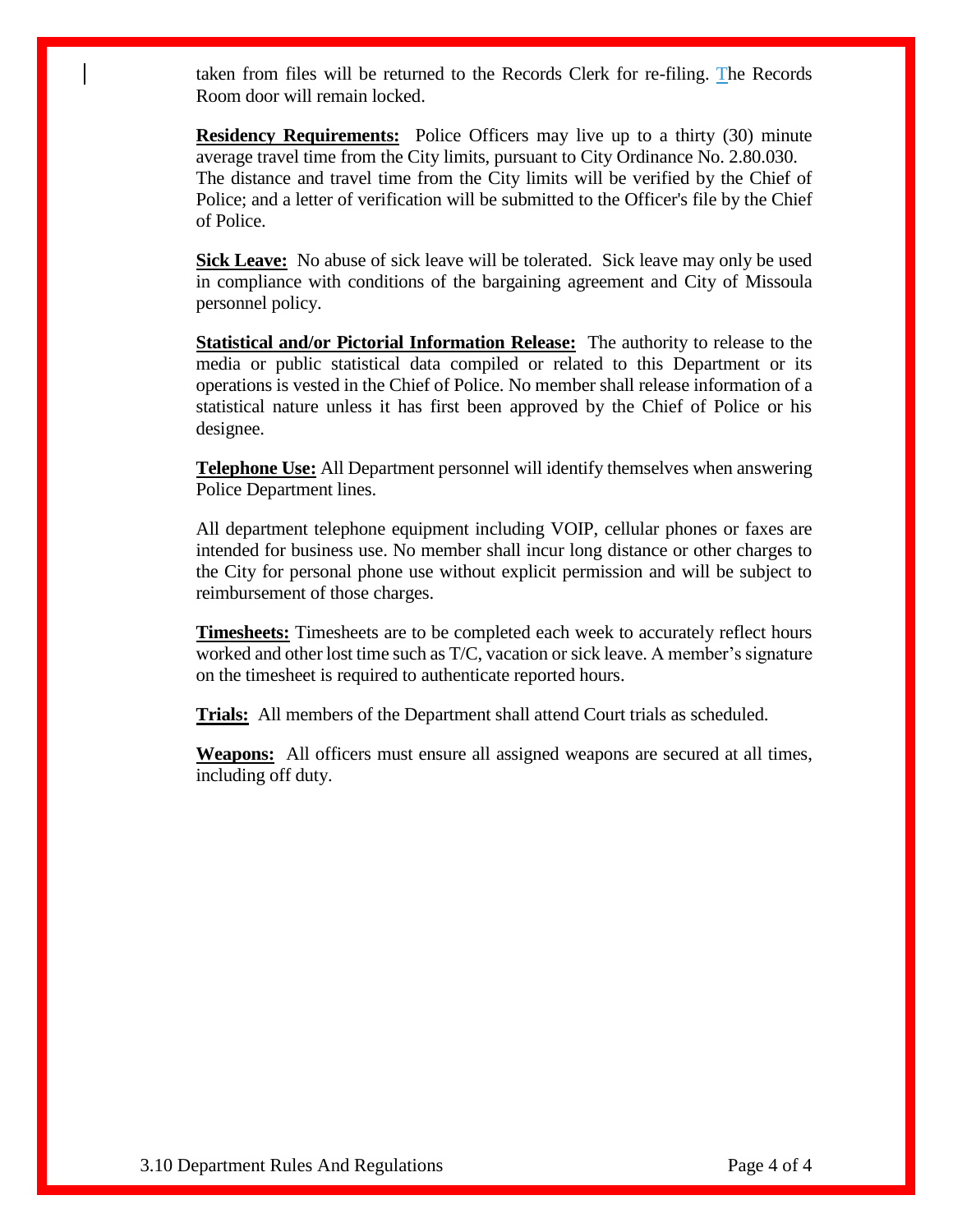taken from files will be returned to the Records Clerk for re-filing. The Records Room door will remain locked.

**Residency Requirements:** Police Officers may live up to a thirty (30) minute average travel time from the City limits, pursuant to City Ordinance No. 2.80.030. The distance and travel time from the City limits will be verified by the Chief of Police; and a letter of verification will be submitted to the Officer's file by the Chief of Police.

**Sick Leave:** No abuse of sick leave will be tolerated. Sick leave may only be used in compliance with conditions of the bargaining agreement and City of Missoula personnel policy.

**Statistical and/or Pictorial Information Release:** The authority to release to the media or public statistical data compiled or related to this Department or its operations is vested in the Chief of Police. No member shall release information of a statistical nature unless it has first been approved by the Chief of Police or his designee.

**Telephone Use:** All Department personnel will identify themselves when answering Police Department lines.

All department telephone equipment including VOIP, cellular phones or faxes are intended for business use. No member shall incur long distance or other charges to the City for personal phone use without explicit permission and will be subject to reimbursement of those charges.

**Timesheets:** Timesheets are to be completed each week to accurately reflect hours worked and other lost time such as T/C, vacation or sick leave. A member's signature on the timesheet is required to authenticate reported hours.

**Trials:** All members of the Department shall attend Court trials as scheduled.

**Weapons:** All officers must ensure all assigned weapons are secured at all times, including off duty.